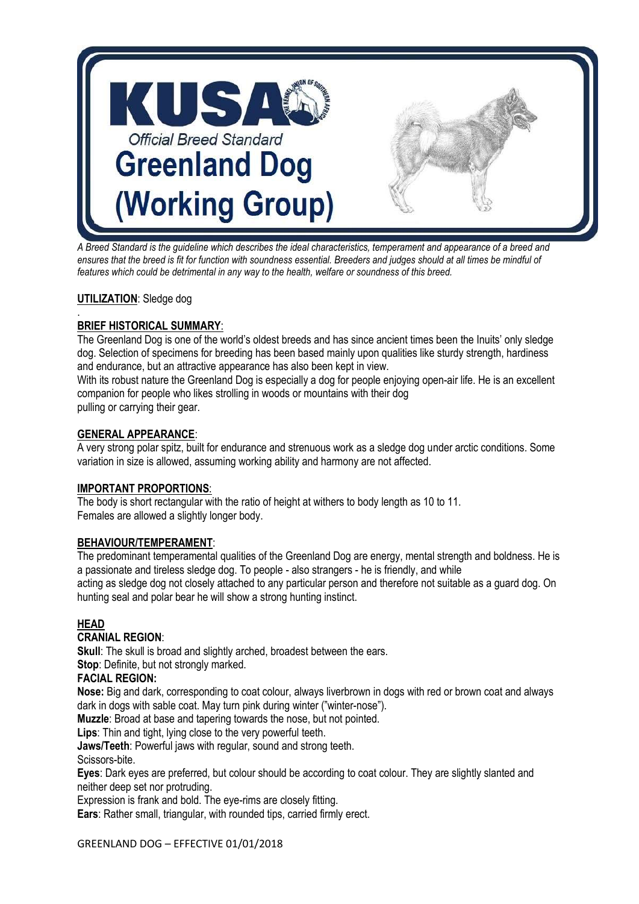# KUSA

*Official Breed Standard*

# Greenland Dog (Working Group)

*A Breed Standard is the guideline which describes the ideal characteristics, temperament and appearance of a breed and ensures that the breed is fit for function with soundness essential. Breeders and judges should at all times be mindful of features which could be detrimental in any way to the health, welfare or soundness of this breed.*

**UTILIZATION**: Sledge dog

.

**BRIEF HISTORICAL SUMMARY**:
The Greenland Dog is one of the world's oldest breeds and has since ancient times been the Inuits' only sledge dog. Selection of specimens for breeding has been based mainly upon qualities like sturdy strength, hardiness and endurance, but an attractive appearance has also been kept in view.
With its robust nature the Greenland Dog is especially a dog for people enjoying open-air life. He is an excellent companion for people who likes strolling in woods or mountains with their dog pulling or carrying their gear.

**GENERAL APPEARANCE**:
A very strong polar spitz, built for endurance and strenuous work as a sledge dog under arctic conditions. Some variation in size is allowed, assuming working ability and harmony are not affected.

**IMPORTANT PROPORTIONS**:
The body is short rectangular with the ratio of height at withers to body length as 10 to 11.
Females are allowed a slightly longer body.

**BEHAVIOUR/TEMPERAMENT**:
The predominant temperamental qualities of the Greenland Dog are energy, mental strength and boldness. He is a passionate and tireless sledge dog. To people - also strangers - he is friendly, and while acting as sledge dog not closely attached to any particular person and therefore not suitable as a guard dog. On hunting seal and polar bear he will show a strong hunting instinct.

**HEAD**

**CRANIAL REGION**:

**Skull**: The skull is broad and slightly arched, broadest between the ears.

**Stop**: Definite, but not strongly marked.

**FACIAL REGION:**

**Nose:** Big and dark, corresponding to coat colour, always liverbrown in dogs with red or brown coat and always dark in dogs with sable coat. May turn pink during winter ("winter-nose").

**Muzzle**: Broad at base and tapering towards the nose, but not pointed.

**Lips**: Thin and tight, lying close to the very powerful teeth.

**Jaws/Teeth**: Powerful jaws with regular, sound and strong teeth.
Scissors-bite.

**Eyes**: Dark eyes are preferred, but colour should be according to coat colour. They are slightly slanted and neither deep set nor protruding.
Expression is frank and bold. The eye-rims are closely fitting.

**Ears**: Rather small, triangular, with rounded tips, carried firmly erect.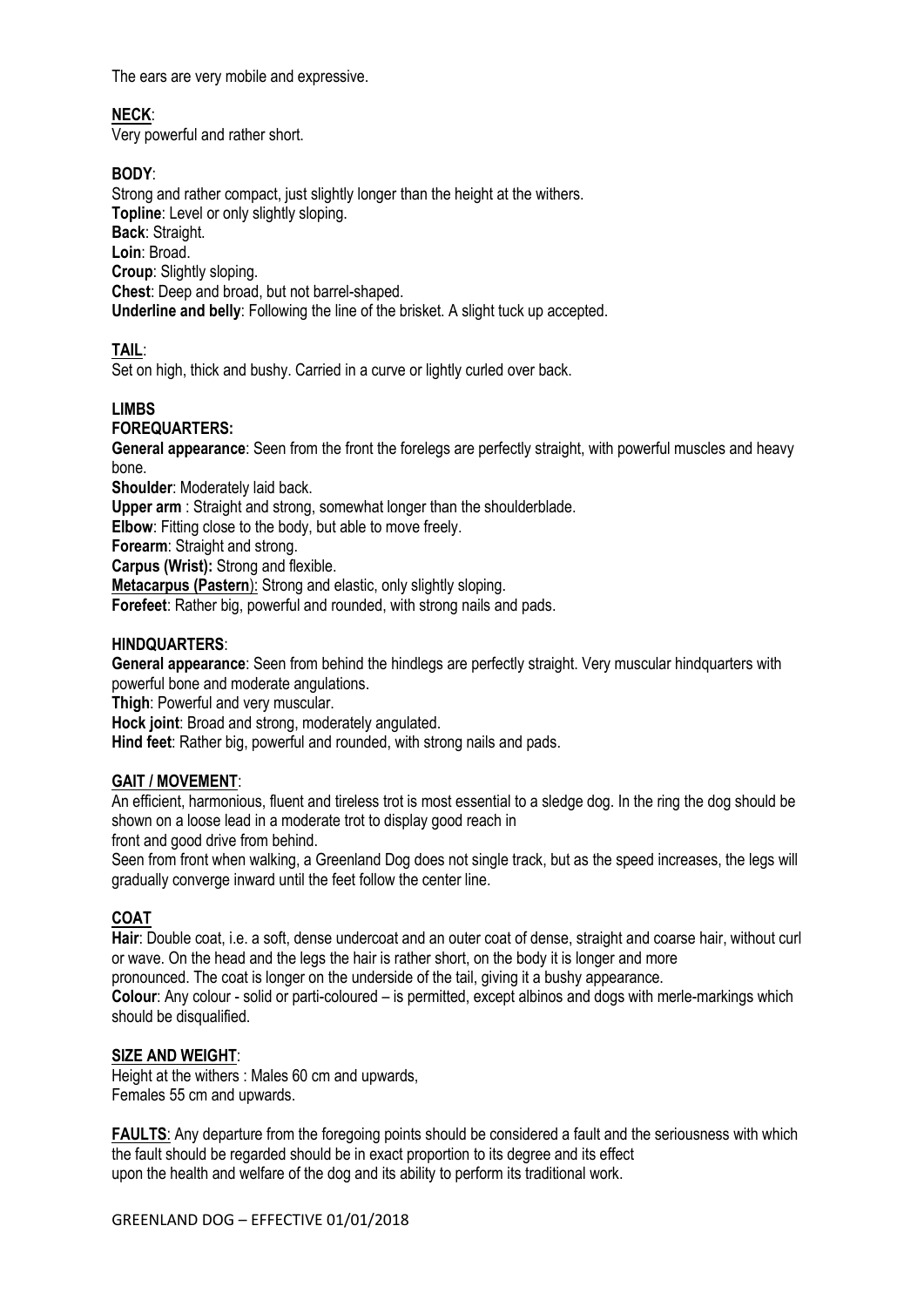The ears are very mobile and expressive.

**NECK**:

Very powerful and rather short.

**BODY**:

Strong and rather compact, just slightly longer than the height at the withers.
**Topline**: Level or only slightly sloping.
**Back**: Straight.
**Loin**: Broad.
**Croup**: Slightly sloping.
**Chest**: Deep and broad, but not barrel-shaped.
**Underline and belly**: Following the line of the brisket. A slight tuck up accepted.

**TAIL**:

Set on high, thick and bushy. Carried in a curve or lightly curled over back.

**LIMBS**

**FOREQUARTERS:**

**General appearance**: Seen from the front the forelegs are perfectly straight, with powerful muscles and heavy bone.
**Shoulder**: Moderately laid back.
**Upper arm** : Straight and strong, somewhat longer than the shoulderblade.
**Elbow**: Fitting close to the body, but able to move freely.
**Forearm**: Straight and strong.
**Carpus (Wrist):** Strong and flexible.
**Metacarpus (Pastern**): Strong and elastic, only slightly sloping.
**Forefeet**: Rather big, powerful and rounded, with strong nails and pads.

**HINDQUARTERS**:

**General appearance**: Seen from behind the hindlegs are perfectly straight. Very muscular hindquarters with powerful bone and moderate angulations.
**Thigh**: Powerful and very muscular.
**Hock joint**: Broad and strong, moderately angulated.
**Hind feet**: Rather big, powerful and rounded, with strong nails and pads.

**GAIT / MOVEMENT**:

An efficient, harmonious, fluent and tireless trot is most essential to a sledge dog. In the ring the dog should be shown on a loose lead in a moderate trot to display good reach in front and good drive from behind.

Seen from front when walking, a Greenland Dog does not single track, but as the speed increases, the legs will gradually converge inward until the feet follow the center line.

**COAT**

**Hair**: Double coat, i.e. a soft, dense undercoat and an outer coat of dense, straight and coarse hair, without curl or wave. On the head and the legs the hair is rather short, on the body it is longer and more pronounced. The coat is longer on the underside of the tail, giving it a bushy appearance.
**Colour**: Any colour - solid or parti-coloured – is permitted, except albinos and dogs with merle-markings which should be disqualified.

**SIZE AND WEIGHT**:

Height at the withers : Males 60 cm and upwards,
Females 55 cm and upwards.

**FAULTS**: Any departure from the foregoing points should be considered a fault and the seriousness with which the fault should be regarded should be in exact proportion to its degree and its effect upon the health and welfare of the dog and its ability to perform its traditional work.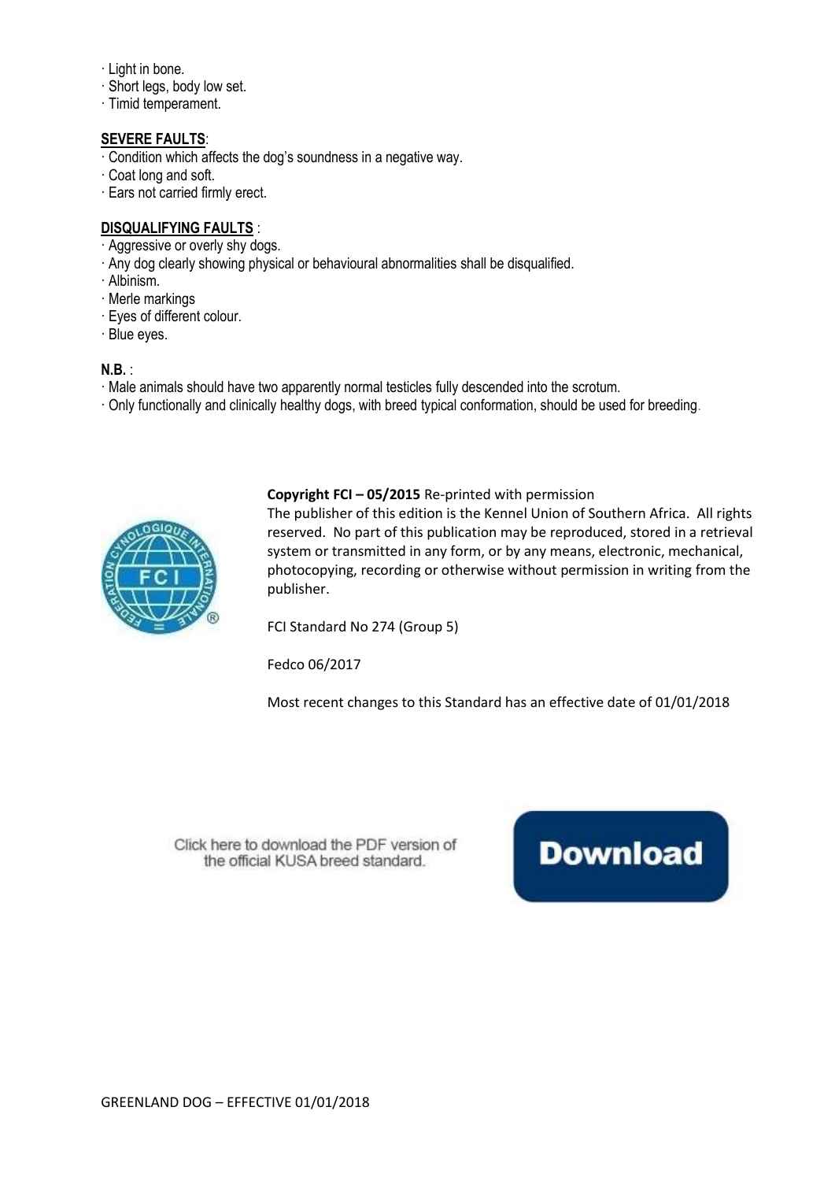- Light in bone.
- Short legs, body low set.
- Timid temperament.

**SEVERE FAULTS**:
- Condition which affects the dog's soundness in a negative way.
- Coat long and soft.
- Ears not carried firmly erect.

**DISQUALIFYING FAULTS** :
- Aggressive or overly shy dogs.
- Any dog clearly showing physical or behavioural abnormalities shall be disqualified.
- Albinism.
- Merle markings
- Eyes of different colour.
- Blue eyes.

**N.B.** :
- Male animals should have two apparently normal testicles fully descended into the scrotum.
- Only functionally and clinically healthy dogs, with breed typical conformation, should be used for breeding.

**Copyright FCI – 05/2015** Re-printed with permission
The publisher of this edition is the Kennel Union of Southern Africa. All rights reserved. No part of this publication may be reproduced, stored in a retrieval system or transmitted in any form, or by any means, electronic, mechanical, photocopying, recording or otherwise without permission in writing from the publisher.

FCI Standard No 274 (Group 5)

Fedco 06/2017

Most recent changes to this Standard has an effective date of 01/01/2018

Click here to download the PDF version of the official KUSA breed standard.

Download